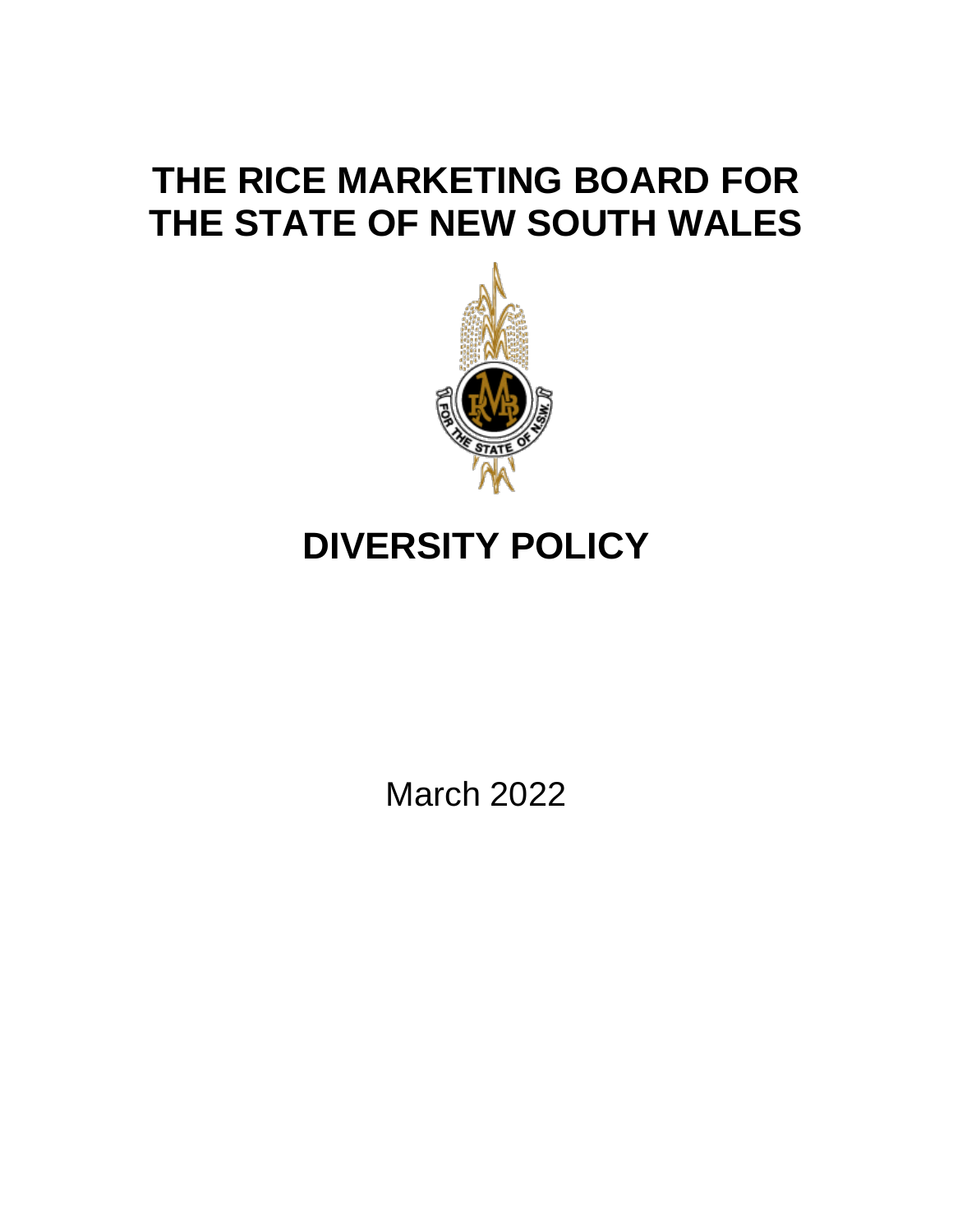# THE RICE MARKETING BOARD FOR THE STATE OF NEW SOUTH WALES

# DIVERSITY POLICY

March 2022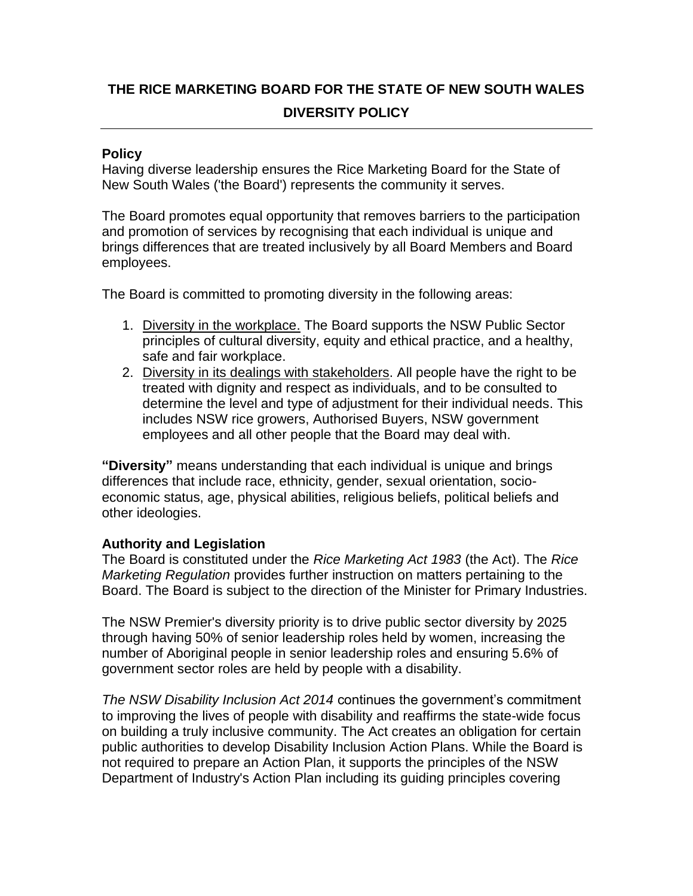# THE RICE MARKETING BOARD FOR THE STATE OF NEW SOUTH WALES

## DIVERSITY POLICY

---

### Policy

Having diverse leadership ensures the Rice Marketing Board for the State of New South Wales ('the Board') represents the community it serves.

The Board promotes equal opportunity that removes barriers to the participation and promotion of services by recognising that each individual is unique and brings differences that are treated inclusively by all Board Members and Board employees.

The Board is committed to promoting diversity in the following areas:

1. <u>Diversity in the workplace.</u> The Board supports the NSW Public Sector principles of cultural diversity, equity and ethical practice, and a healthy, safe and fair workplace.
2. <u>Diversity in its dealings with stakeholders</u>. All people have the right to be treated with dignity and respect as individuals, and to be consulted to determine the level and type of adjustment for their individual needs. This includes NSW rice growers, Authorised Buyers, NSW government employees and all other people that the Board may deal with.

**"Diversity"** means understanding that each individual is unique and brings differences that include race, ethnicity, gender, sexual orientation, socio-economic status, age, physical abilities, religious beliefs, political beliefs and other ideologies.

### Authority and Legislation

The Board is constituted under the *Rice Marketing Act 1983* (the Act). The *Rice Marketing Regulation* provides further instruction on matters pertaining to the Board. The Board is subject to the direction of the Minister for Primary Industries.

The NSW Premier's diversity priority is to drive public sector diversity by 2025 through having 50% of senior leadership roles held by women, increasing the number of Aboriginal people in senior leadership roles and ensuring 5.6% of government sector roles are held by people with a disability.

*The NSW Disability Inclusion Act 2014* continues the government's commitment to improving the lives of people with disability and reaffirms the state-wide focus on building a truly inclusive community. The Act creates an obligation for certain public authorities to develop Disability Inclusion Action Plans. While the Board is not required to prepare an Action Plan, it supports the principles of the NSW Department of Industry's Action Plan including its guiding principles covering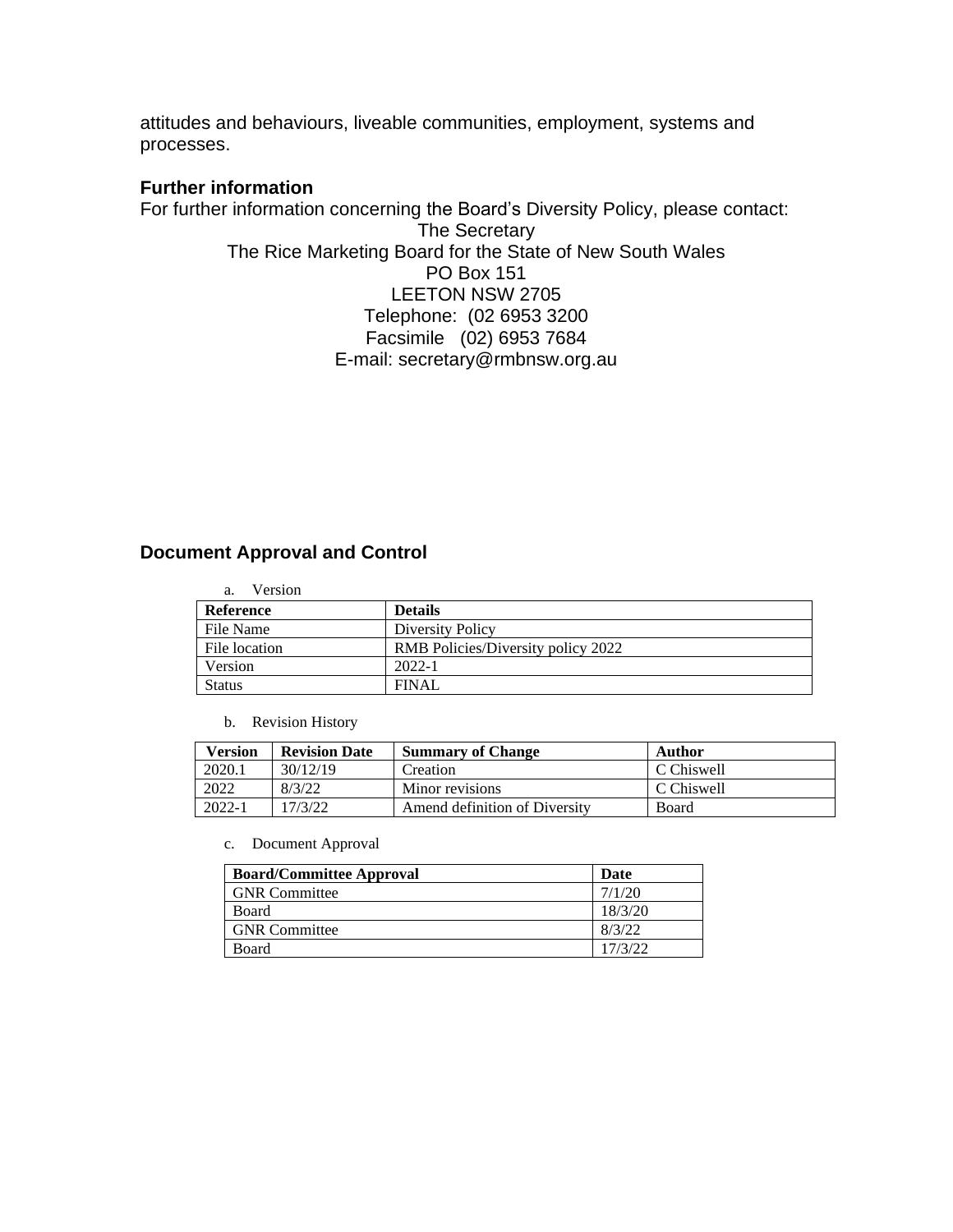attitudes and behaviours, liveable communities, employment, systems and processes.

### Further information

For further information concerning the Board's Diversity Policy, please contact:

The Secretary
The Rice Marketing Board for the State of New South Wales
PO Box 151
LEETON NSW 2705
Telephone: (02 6953 3200
Facsimile (02) 6953 7684
E-mail: secretary@rmbnsw.org.au

## Document Approval and Control

a. Version

| Reference | Details |
|---|---|
| File Name | Diversity Policy |
| File location | RMB Policies/Diversity policy 2022 |
| Version | 2022-1 |
| Status | FINAL |

b. Revision History

| Version | Revision Date | Summary of Change | Author |
|---|---|---|---|
| 2020.1 | 30/12/19 | Creation | C Chiswell |
| 2022 | 8/3/22 | Minor revisions | C Chiswell |
| 2022-1 | 17/3/22 | Amend definition of Diversity | Board |

c. Document Approval

| Board/Committee Approval | Date |
|---|---|
| GNR Committee | 7/1/20 |
| Board | 18/3/20 |
| GNR Committee | 8/3/22 |
| Board | 17/3/22 |